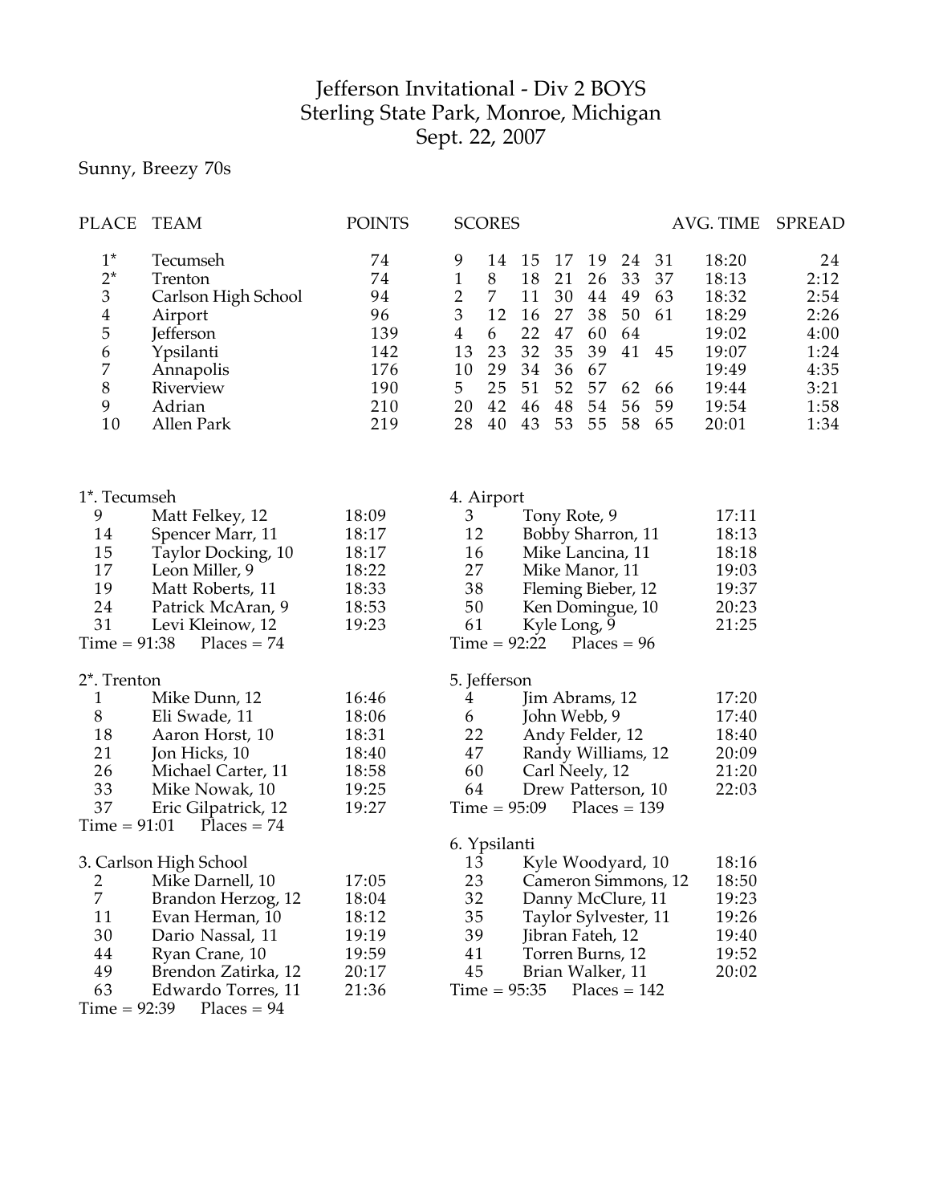# Jefferson Invitational - Div 2 BOYS
## Sterling State Park, Monroe, Michigan
## Sept. 22, 2007

Sunny, Breezy 70s

| PLACE | TEAM | POINTS | SCORES | | | | | | | AVG. TIME | SPREAD |
|---|---|---|---|---|---|---|---|---|---|---|---|
| 1* | Tecumseh | 74 | 9 | 14 | 15 | 17 | 19 | 24 | 31 | 18:20 | 24 |
| 2* | Trenton | 74 | 1 | 8 | 18 | 21 | 26 | 33 | 37 | 18:13 | 2:12 |
| 3 | Carlson High School | 94 | 2 | 7 | 11 | 30 | 44 | 49 | 63 | 18:32 | 2:54 |
| 4 | Airport | 96 | 3 | 12 | 16 | 27 | 38 | 50 | 61 | 18:29 | 2:26 |
| 5 | Jefferson | 139 | 4 | 6 | 22 | 47 | 60 | 64 | | 19:02 | 4:00 |
| 6 | Ypsilanti | 142 | 13 | 23 | 32 | 35 | 39 | 41 | 45 | 19:07 | 1:24 |
| 7 | Annapolis | 176 | 10 | 29 | 34 | 36 | 67 | | | 19:49 | 4:35 |
| 8 | Riverview | 190 | 5 | 25 | 51 | 52 | 57 | 62 | 66 | 19:44 | 3:21 |
| 9 | Adrian | 210 | 20 | 42 | 46 | 48 | 54 | 56 | 59 | 19:54 | 1:58 |
| 10 | Allen Park | 219 | 28 | 40 | 43 | 53 | 55 | 58 | 65 | 20:01 | 1:34 |

**1\*. Tecumseh**

| Place | Name | Time |
|---|---|---|
| 9 | Matt Felkey, 12 | 18:09 |
| 14 | Spencer Marr, 11 | 18:17 |
| 15 | Taylor Docking, 10 | 18:17 |
| 17 | Leon Miller, 9 | 18:22 |
| 19 | Matt Roberts, 11 | 18:33 |
| 24 | Patrick McAran, 9 | 18:53 |
| 31 | Levi Kleinow, 12 | 19:23 |

Time = 91:38 Places = 74

**2\*. Trenton**

| Place | Name | Time |
|---|---|---|
| 1 | Mike Dunn, 12 | 16:46 |
| 8 | Eli Swade, 11 | 18:06 |
| 18 | Aaron Horst, 10 | 18:31 |
| 21 | Jon Hicks, 10 | 18:40 |
| 26 | Michael Carter, 11 | 18:58 |
| 33 | Mike Nowak, 10 | 19:25 |
| 37 | Eric Gilpatrick, 12 | 19:27 |

Time = 91:01 Places = 74

**3. Carlson High School**

| Place | Name | Time |
|---|---|---|
| 2 | Mike Darnell, 10 | 17:05 |
| 7 | Brandon Herzog, 12 | 18:04 |
| 11 | Evan Herman, 10 | 18:12 |
| 30 | Dario Nassal, 11 | 19:19 |
| 44 | Ryan Crane, 10 | 19:59 |
| 49 | Brendon Zatirka, 12 | 20:17 |
| 63 | Edwardo Torres, 11 | 21:36 |

Time = 92:39 Places = 94

**4. Airport**

| Place | Name | Time |
|---|---|---|
| 3 | Tony Rote, 9 | 17:11 |
| 12 | Bobby Sharron, 11 | 18:13 |
| 16 | Mike Lancina, 11 | 18:18 |
| 27 | Mike Manor, 11 | 19:03 |
| 38 | Fleming Bieber, 12 | 19:37 |
| 50 | Ken Domingue, 10 | 20:23 |
| 61 | Kyle Long, 9 | 21:25 |

Time = 92:22 Places = 96

**5. Jefferson**

| Place | Name | Time |
|---|---|---|
| 4 | Jim Abrams, 12 | 17:20 |
| 6 | John Webb, 9 | 17:40 |
| 22 | Andy Felder, 12 | 18:40 |
| 47 | Randy Williams, 12 | 20:09 |
| 60 | Carl Neely, 12 | 21:20 |
| 64 | Drew Patterson, 10 | 22:03 |

Time = 95:09 Places = 139

**6. Ypsilanti**

| Place | Name | Time |
|---|---|---|
| 13 | Kyle Woodyard, 10 | 18:16 |
| 23 | Cameron Simmons, 12 | 18:50 |
| 32 | Danny McClure, 11 | 19:23 |
| 35 | Taylor Sylvester, 11 | 19:26 |
| 39 | Jibran Fateh, 12 | 19:40 |
| 41 | Torren Burns, 12 | 19:52 |
| 45 | Brian Walker, 11 | 20:02 |

Time = 95:35 Places = 142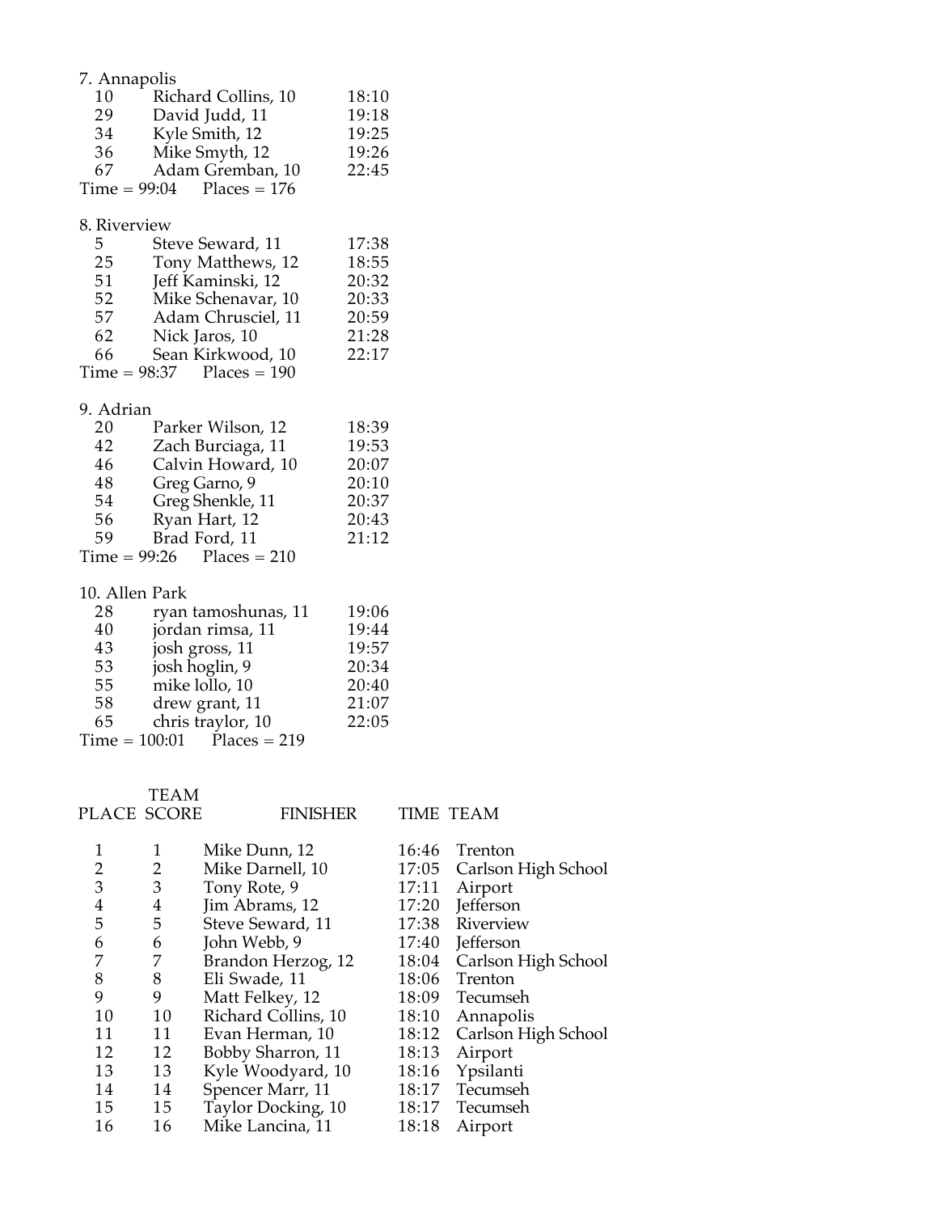7. Annapolis

| | | |
|---|---|---|
| 10 | Richard Collins, 10 | 18:10 |
| 29 | David Judd, 11 | 19:18 |
| 34 | Kyle Smith, 12 | 19:25 |
| 36 | Mike Smyth, 12 | 19:26 |
| 67 | Adam Gremban, 10 | 22:45 |

Time = 99:04 Places = 176

8. Riverview

| | | |
|---|---|---|
| 5 | Steve Seward, 11 | 17:38 |
| 25 | Tony Matthews, 12 | 18:55 |
| 51 | Jeff Kaminski, 12 | 20:32 |
| 52 | Mike Schenavar, 10 | 20:33 |
| 57 | Adam Chrusciel, 11 | 20:59 |
| 62 | Nick Jaros, 10 | 21:28 |
| 66 | Sean Kirkwood, 10 | 22:17 |

Time = 98:37 Places = 190

9. Adrian

| | | |
|---|---|---|
| 20 | Parker Wilson, 12 | 18:39 |
| 42 | Zach Burciaga, 11 | 19:53 |
| 46 | Calvin Howard, 10 | 20:07 |
| 48 | Greg Garno, 9 | 20:10 |
| 54 | Greg Shenkle, 11 | 20:37 |
| 56 | Ryan Hart, 12 | 20:43 |
| 59 | Brad Ford, 11 | 21:12 |

Time = 99:26 Places = 210

10. Allen Park

| | | |
|---|---|---|
| 28 | ryan tamoshunas, 11 | 19:06 |
| 40 | jordan rimsa, 11 | 19:44 |
| 43 | josh gross, 11 | 19:57 |
| 53 | josh hoglin, 9 | 20:34 |
| 55 | mike lollo, 10 | 20:40 |
| 58 | drew grant, 11 | 21:07 |
| 65 | chris traylor, 10 | 22:05 |

Time = 100:01 Places = 219

| PLACE | TEAM SCORE | FINISHER | TIME | TEAM |
|---|---|---|---|---|
| 1 | 1 | Mike Dunn, 12 | 16:46 | Trenton |
| 2 | 2 | Mike Darnell, 10 | 17:05 | Carlson High School |
| 3 | 3 | Tony Rote, 9 | 17:11 | Airport |
| 4 | 4 | Jim Abrams, 12 | 17:20 | Jefferson |
| 5 | 5 | Steve Seward, 11 | 17:38 | Riverview |
| 6 | 6 | John Webb, 9 | 17:40 | Jefferson |
| 7 | 7 | Brandon Herzog, 12 | 18:04 | Carlson High School |
| 8 | 8 | Eli Swade, 11 | 18:06 | Trenton |
| 9 | 9 | Matt Felkey, 12 | 18:09 | Tecumseh |
| 10 | 10 | Richard Collins, 10 | 18:10 | Annapolis |
| 11 | 11 | Evan Herman, 10 | 18:12 | Carlson High School |
| 12 | 12 | Bobby Sharron, 11 | 18:13 | Airport |
| 13 | 13 | Kyle Woodyard, 10 | 18:16 | Ypsilanti |
| 14 | 14 | Spencer Marr, 11 | 18:17 | Tecumseh |
| 15 | 15 | Taylor Docking, 10 | 18:17 | Tecumseh |
| 16 | 16 | Mike Lancina, 11 | 18:18 | Airport |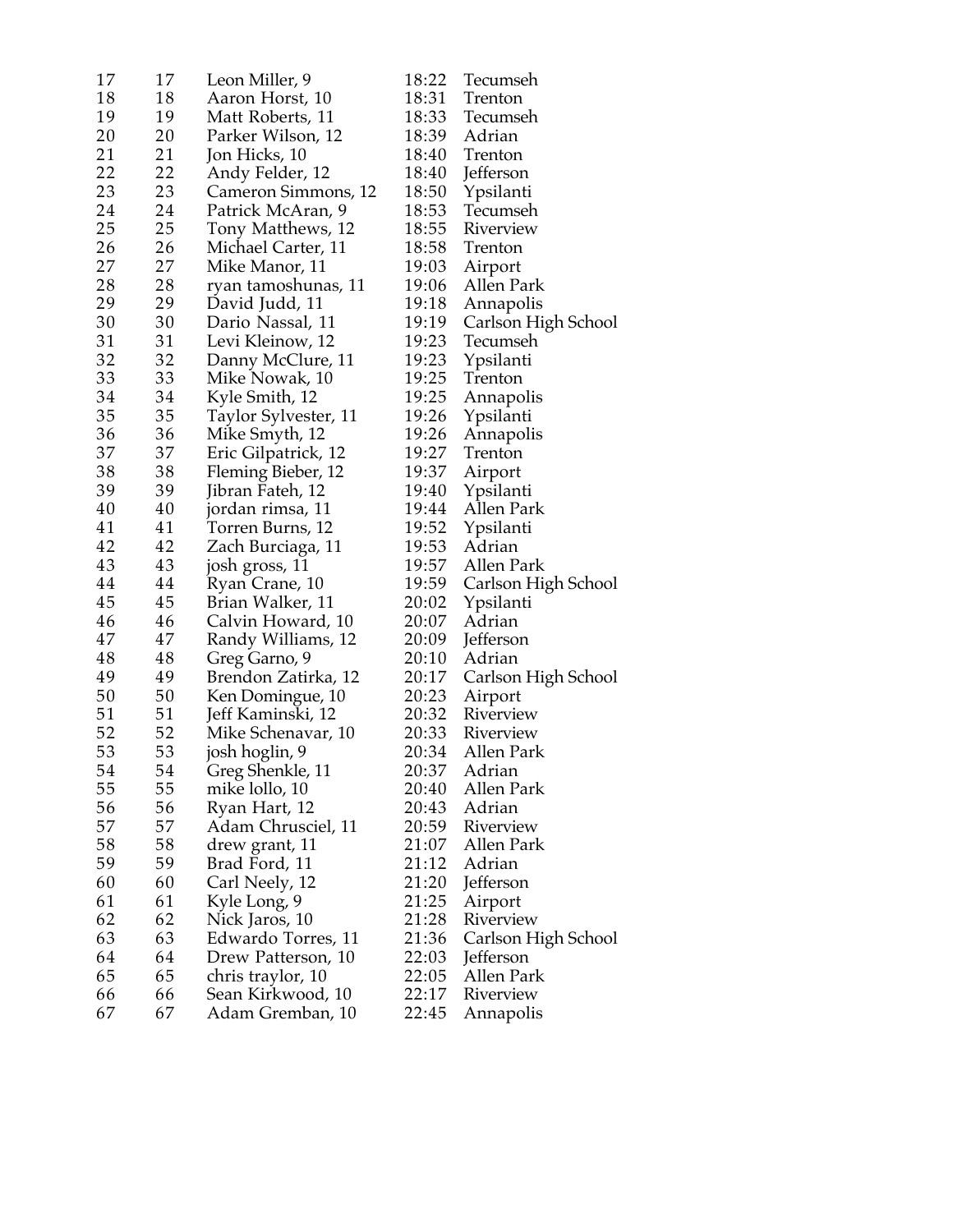| | | | | |
|---|---|---|---|---|
| 17 | 17 | Leon Miller, 9 | 18:22 | Tecumseh |
| 18 | 18 | Aaron Horst, 10 | 18:31 | Trenton |
| 19 | 19 | Matt Roberts, 11 | 18:33 | Tecumseh |
| 20 | 20 | Parker Wilson, 12 | 18:39 | Adrian |
| 21 | 21 | Jon Hicks, 10 | 18:40 | Trenton |
| 22 | 22 | Andy Felder, 12 | 18:40 | Jefferson |
| 23 | 23 | Cameron Simmons, 12 | 18:50 | Ypsilanti |
| 24 | 24 | Patrick McAran, 9 | 18:53 | Tecumseh |
| 25 | 25 | Tony Matthews, 12 | 18:55 | Riverview |
| 26 | 26 | Michael Carter, 11 | 18:58 | Trenton |
| 27 | 27 | Mike Manor, 11 | 19:03 | Airport |
| 28 | 28 | ryan tamoshunas, 11 | 19:06 | Allen Park |
| 29 | 29 | David Judd, 11 | 19:18 | Annapolis |
| 30 | 30 | Dario Nassal, 11 | 19:19 | Carlson High School |
| 31 | 31 | Levi Kleinow, 12 | 19:23 | Tecumseh |
| 32 | 32 | Danny McClure, 11 | 19:23 | Ypsilanti |
| 33 | 33 | Mike Nowak, 10 | 19:25 | Trenton |
| 34 | 34 | Kyle Smith, 12 | 19:25 | Annapolis |
| 35 | 35 | Taylor Sylvester, 11 | 19:26 | Ypsilanti |
| 36 | 36 | Mike Smyth, 12 | 19:26 | Annapolis |
| 37 | 37 | Eric Gilpatrick, 12 | 19:27 | Trenton |
| 38 | 38 | Fleming Bieber, 12 | 19:37 | Airport |
| 39 | 39 | Jibran Fateh, 12 | 19:40 | Ypsilanti |
| 40 | 40 | jordan rimsa, 11 | 19:44 | Allen Park |
| 41 | 41 | Torren Burns, 12 | 19:52 | Ypsilanti |
| 42 | 42 | Zach Burciaga, 11 | 19:53 | Adrian |
| 43 | 43 | josh gross, 11 | 19:57 | Allen Park |
| 44 | 44 | Ryan Crane, 10 | 19:59 | Carlson High School |
| 45 | 45 | Brian Walker, 11 | 20:02 | Ypsilanti |
| 46 | 46 | Calvin Howard, 10 | 20:07 | Adrian |
| 47 | 47 | Randy Williams, 12 | 20:09 | Jefferson |
| 48 | 48 | Greg Garno, 9 | 20:10 | Adrian |
| 49 | 49 | Brendon Zatirka, 12 | 20:17 | Carlson High School |
| 50 | 50 | Ken Domingue, 10 | 20:23 | Airport |
| 51 | 51 | Jeff Kaminski, 12 | 20:32 | Riverview |
| 52 | 52 | Mike Schenavar, 10 | 20:33 | Riverview |
| 53 | 53 | josh hoglin, 9 | 20:34 | Allen Park |
| 54 | 54 | Greg Shenkle, 11 | 20:37 | Adrian |
| 55 | 55 | mike lollo, 10 | 20:40 | Allen Park |
| 56 | 56 | Ryan Hart, 12 | 20:43 | Adrian |
| 57 | 57 | Adam Chrusciel, 11 | 20:59 | Riverview |
| 58 | 58 | drew grant, 11 | 21:07 | Allen Park |
| 59 | 59 | Brad Ford, 11 | 21:12 | Adrian |
| 60 | 60 | Carl Neely, 12 | 21:20 | Jefferson |
| 61 | 61 | Kyle Long, 9 | 21:25 | Airport |
| 62 | 62 | Nick Jaros, 10 | 21:28 | Riverview |
| 63 | 63 | Edwardo Torres, 11 | 21:36 | Carlson High School |
| 64 | 64 | Drew Patterson, 10 | 22:03 | Jefferson |
| 65 | 65 | chris traylor, 10 | 22:05 | Allen Park |
| 66 | 66 | Sean Kirkwood, 10 | 22:17 | Riverview |
| 67 | 67 | Adam Gremban, 10 | 22:45 | Annapolis |